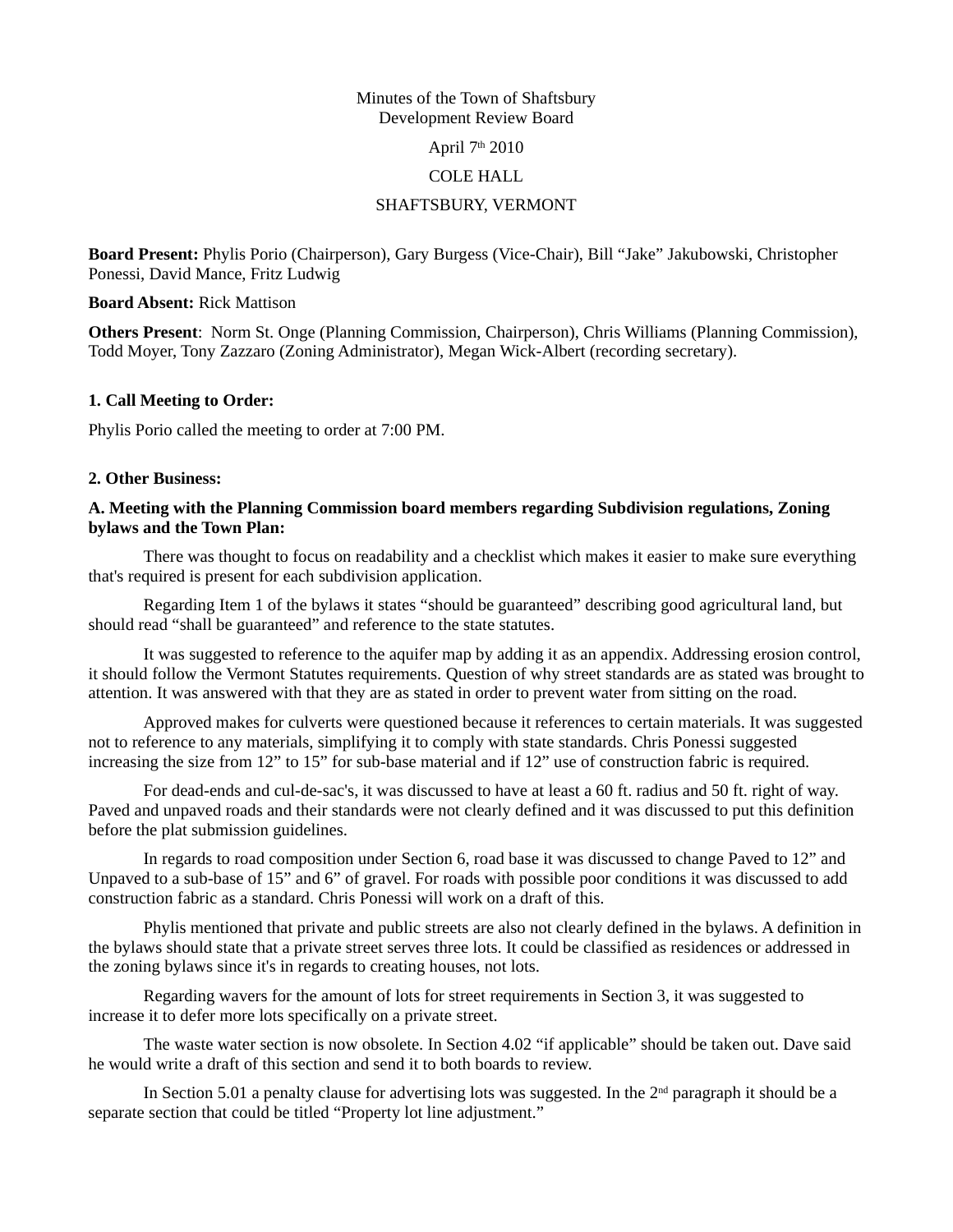Minutes of the Town of Shaftsbury
Development Review Board

April 7th 2010

COLE HALL

SHAFTSBURY, VERMONT

**Board Present:** Phylis Porio (Chairperson), Gary Burgess (Vice-Chair), Bill "Jake" Jakubowski, Christopher Ponessi, David Mance, Fritz Ludwig

**Board Absent:** Rick Mattison

**Others Present**: Norm St. Onge (Planning Commission, Chairperson), Chris Williams (Planning Commission), Todd Moyer, Tony Zazzaro (Zoning Administrator), Megan Wick-Albert (recording secretary).

**1. Call Meeting to Order:**

Phylis Porio called the meeting to order at 7:00 PM.

**2. Other Business:**

**A. Meeting with the Planning Commission board members regarding Subdivision regulations, Zoning bylaws and the Town Plan:**

There was thought to focus on readability and a checklist which makes it easier to make sure everything that's required is present for each subdivision application.

Regarding Item 1 of the bylaws it states "should be guaranteed" describing good agricultural land, but should read "shall be guaranteed" and reference to the state statutes.

It was suggested to reference to the aquifer map by adding it as an appendix. Addressing erosion control, it should follow the Vermont Statutes requirements. Question of why street standards are as stated was brought to attention. It was answered with that they are as stated in order to prevent water from sitting on the road.

Approved makes for culverts were questioned because it references to certain materials. It was suggested not to reference to any materials, simplifying it to comply with state standards. Chris Ponessi suggested increasing the size from 12" to 15" for sub-base material and if 12" use of construction fabric is required.

For dead-ends and cul-de-sac's, it was discussed to have at least a 60 ft. radius and 50 ft. right of way. Paved and unpaved roads and their standards were not clearly defined and it was discussed to put this definition before the plat submission guidelines.

In regards to road composition under Section 6, road base it was discussed to change Paved to 12" and Unpaved to a sub-base of 15" and 6" of gravel. For roads with possible poor conditions it was discussed to add construction fabric as a standard. Chris Ponessi will work on a draft of this.

Phylis mentioned that private and public streets are also not clearly defined in the bylaws. A definition in the bylaws should state that a private street serves three lots. It could be classified as residences or addressed in the zoning bylaws since it's in regards to creating houses, not lots.

Regarding wavers for the amount of lots for street requirements in Section 3, it was suggested to increase it to defer more lots specifically on a private street.

The waste water section is now obsolete. In Section 4.02 "if applicable" should be taken out. Dave said he would write a draft of this section and send it to both boards to review.

In Section 5.01 a penalty clause for advertising lots was suggested. In the 2nd paragraph it should be a separate section that could be titled "Property lot line adjustment."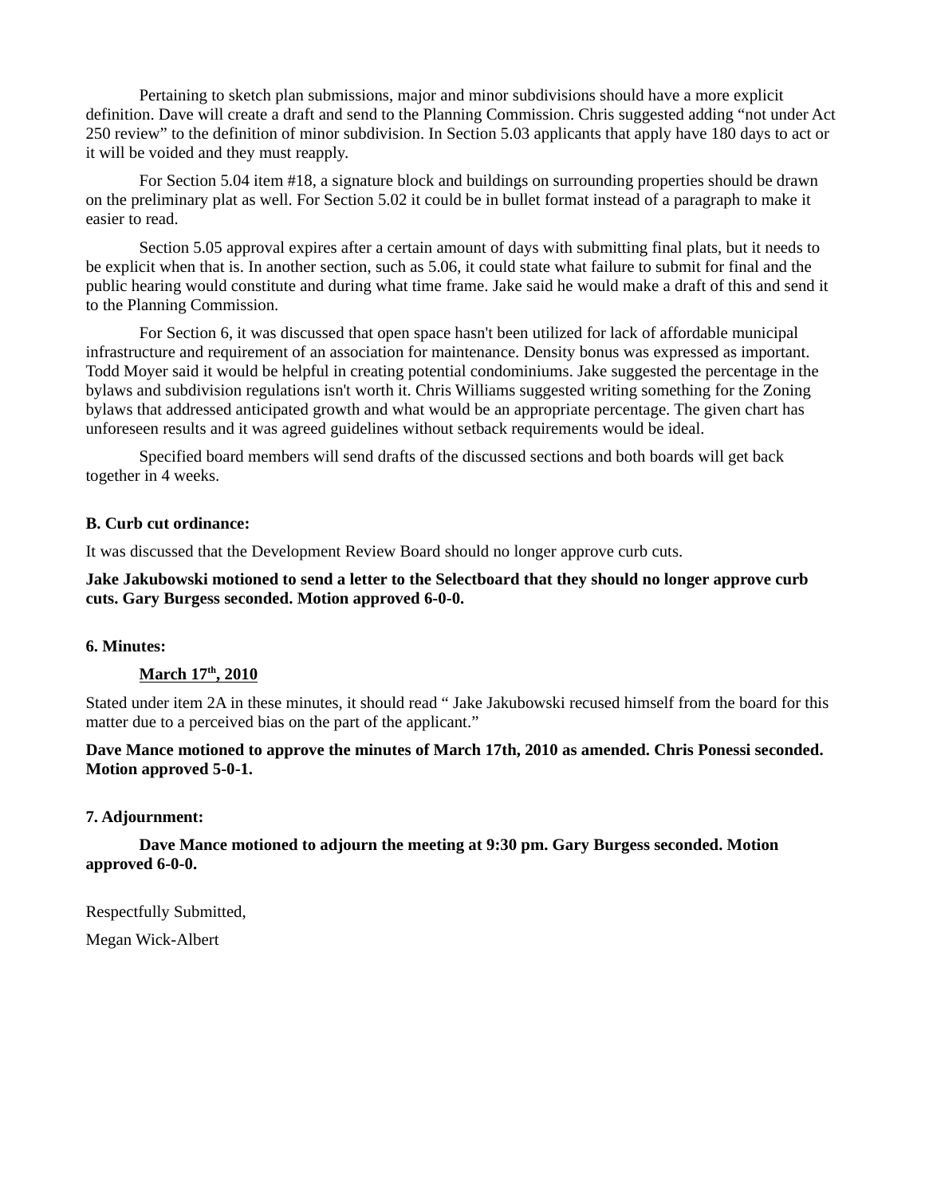Pertaining to sketch plan submissions, major and minor subdivisions should have a more explicit definition. Dave will create a draft and send to the Planning Commission. Chris suggested adding "not under Act 250 review" to the definition of minor subdivision. In Section 5.03 applicants that apply have 180 days to act or it will be voided and they must reapply.

For Section 5.04 item #18, a signature block and buildings on surrounding properties should be drawn on the preliminary plat as well. For Section 5.02 it could be in bullet format instead of a paragraph to make it easier to read.

Section 5.05 approval expires after a certain amount of days with submitting final plats, but it needs to be explicit when that is. In another section, such as 5.06, it could state what failure to submit for final and the public hearing would constitute and during what time frame. Jake said he would make a draft of this and send it to the Planning Commission.

For Section 6, it was discussed that open space hasn't been utilized for lack of affordable municipal infrastructure and requirement of an association for maintenance. Density bonus was expressed as important. Todd Moyer said it would be helpful in creating potential condominiums. Jake suggested the percentage in the bylaws and subdivision regulations isn't worth it. Chris Williams suggested writing something for the Zoning bylaws that addressed anticipated growth and what would be an appropriate percentage. The given chart has unforeseen results and it was agreed guidelines without setback requirements would be ideal.

Specified board members will send drafts of the discussed sections and both boards will get back together in 4 weeks.

**B. Curb cut ordinance:**

It was discussed that the Development Review Board should no longer approve curb cuts.

**Jake Jakubowski motioned to send a letter to the Selectboard that they should no longer approve curb cuts. Gary Burgess seconded. Motion approved 6-0-0.**

**6. Minutes:**

**March 17th, 2010**

Stated under item 2A in these minutes, it should read " Jake Jakubowski recused himself from the board for this matter due to a perceived bias on the part of the applicant."

**Dave Mance motioned to approve the minutes of March 17th, 2010 as amended. Chris Ponessi seconded. Motion approved 5-0-1.**

**7. Adjournment:**

**Dave Mance motioned to adjourn the meeting at 9:30 pm. Gary Burgess seconded. Motion approved 6-0-0.**

Respectfully Submitted,

Megan Wick-Albert